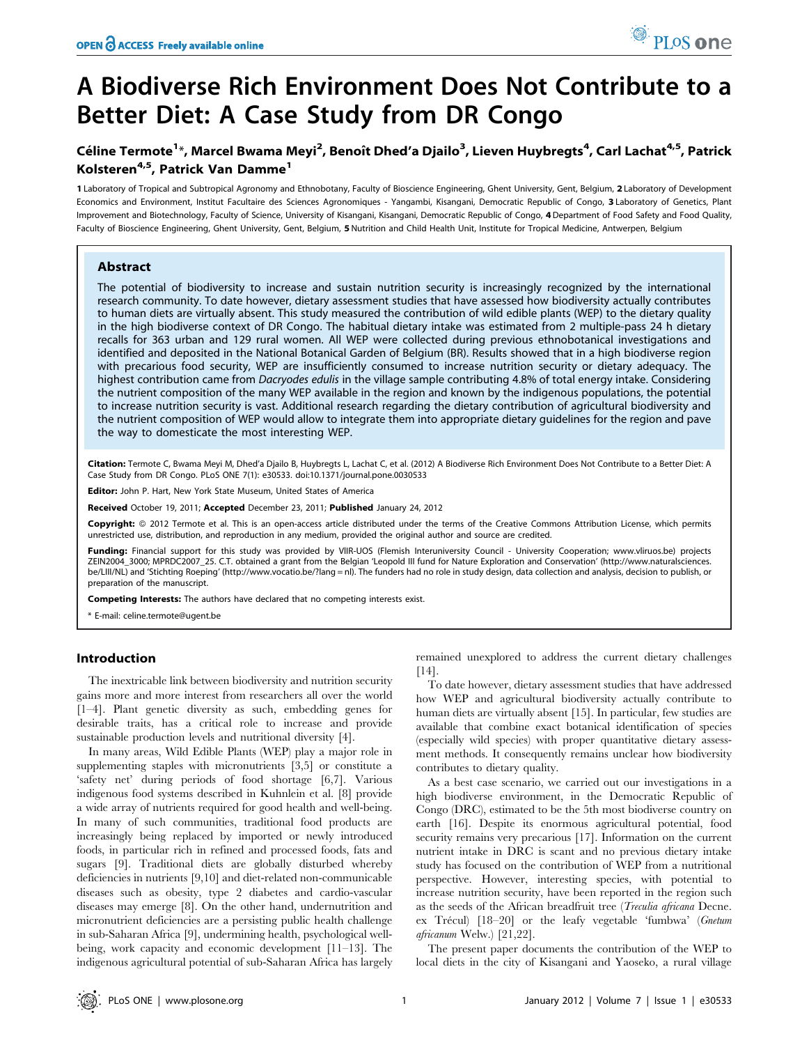OPEN ACCESS Freely available online

# A Biodiverse Rich Environment Does Not Contribute to a Better Diet: A Case Study from DR Congo

**Céline Termote[1]*, Marcel Bwama Meyi[2], Benoît Dhed'a Djailo[3], Lieven Huybregts[4], Carl Lachat[4,5], Patrick Kolsteren[4,5], Patrick Van Damme[1]**

1 Laboratory of Tropical and Subtropical Agronomy and Ethnobotany, Faculty of Bioscience Engineering, Ghent University, Gent, Belgium, 2 Laboratory of Development Economics and Environment, Institut Facultaire des Sciences Agronomiques - Yangambi, Kisangani, Democratic Republic of Congo, 3 Laboratory of Genetics, Plant Improvement and Biotechnology, Faculty of Science, University of Kisangani, Kisangani, Democratic Republic of Congo, 4 Department of Food Safety and Food Quality, Faculty of Bioscience Engineering, Ghent University, Gent, Belgium, 5 Nutrition and Child Health Unit, Institute for Tropical Medicine, Antwerpen, Belgium

## Abstract

The potential of biodiversity to increase and sustain nutrition security is increasingly recognized by the international research community. To date however, dietary assessment studies that have assessed how biodiversity actually contributes to human diets are virtually absent. This study measured the contribution of wild edible plants (WEP) to the dietary quality in the high biodiverse context of DR Congo. The habitual dietary intake was estimated from 2 multiple-pass 24 h dietary recalls for 363 urban and 129 rural women. All WEP were collected during previous ethnobotanical investigations and identified and deposited in the National Botanical Garden of Belgium (BR). Results showed that in a high biodiverse region with precarious food security, WEP are insufficiently consumed to increase nutrition security or dietary adequacy. The highest contribution came from *Dacryodes edulis* in the village sample contributing 4.8% of total energy intake. Considering the nutrient composition of the many WEP available in the region and known by the indigenous populations, the potential to increase nutrition security is vast. Additional research regarding the dietary contribution of agricultural biodiversity and the nutrient composition of WEP would allow to integrate them into appropriate dietary guidelines for the region and pave the way to domesticate the most interesting WEP.

**Citation:** Termote C, Bwama Meyi M, Dhed'a Djailo B, Huybregts L, Lachat C, et al. (2012) A Biodiverse Rich Environment Does Not Contribute to a Better Diet: A Case Study from DR Congo. PLoS ONE 7(1): e30533. doi:10.1371/journal.pone.0030533

**Editor:** John P. Hart, New York State Museum, United States of America

**Received** October 19, 2011; **Accepted** December 23, 2011; **Published** January 24, 2012

**Copyright:** © 2012 Termote et al. This is an open-access article distributed under the terms of the Creative Commons Attribution License, which permits unrestricted use, distribution, and reproduction in any medium, provided the original author and source are credited.

**Funding:** Financial support for this study was provided by VlIR-UOS (Flemish Interuniversity Council - University Cooperation; www.vliruos.be) projects ZEIN2004_3000; MPRDC2007_25. C.T. obtained a grant from the Belgian 'Leopold III fund for Nature Exploration and Conservation' (http://www.naturalsciences.be/LIII/NL) and 'Stichting Roeping' (http://www.vocatio.be/?lang=nl). The funders had no role in study design, data collection and analysis, decision to publish, or preparation of the manuscript.

**Competing Interests:** The authors have declared that no competing interests exist.

\* E-mail: celine.termote@ugent.be

## Introduction

The inextricable link between biodiversity and nutrition security gains more and more interest from researchers all over the world [1–4]. Plant genetic diversity as such, embedding genes for desirable traits, has a critical role to increase and provide sustainable production levels and nutritional diversity [4].

In many areas, Wild Edible Plants (WEP) play a major role in supplementing staples with micronutrients [3,5] or constitute a 'safety net' during periods of food shortage [6,7]. Various indigenous food systems described in Kuhnlein et al. [8] provide a wide array of nutrients required for good health and well-being. In many of such communities, traditional food products are increasingly being replaced by imported or newly introduced foods, in particular rich in refined and processed foods, fats and sugars [9]. Traditional diets are globally disturbed whereby deficiencies in nutrients [9,10] and diet-related non-communicable diseases such as obesity, type 2 diabetes and cardio-vascular diseases may emerge [8]. On the other hand, undernutrition and micronutrient deficiencies are a persisting public health challenge in sub-Saharan Africa [9], undermining health, psychological well-being, work capacity and economic development [11–13]. The indigenous agricultural potential of sub-Saharan Africa has largely remained unexplored to address the current dietary challenges [14].

To date however, dietary assessment studies that have addressed how WEP and agricultural biodiversity actually contribute to human diets are virtually absent [15]. In particular, few studies are available that combine exact botanical identification of species (especially wild species) with proper quantitative dietary assessment methods. It consequently remains unclear how biodiversity contributes to dietary quality.

As a best case scenario, we carried out our investigations in a high biodiverse environment, in the Democratic Republic of Congo (DRC), estimated to be the 5th most biodiverse country on earth [16]. Despite its enormous agricultural potential, food security remains very precarious [17]. Information on the current nutrient intake in DRC is scant and no previous dietary intake study has focused on the contribution of WEP from a nutritional perspective. However, interesting species, with potential to increase nutrition security, have been reported in the region such as the seeds of the African breadfruit tree (*Treculia africana* Decne. ex Trécul) [18–20] or the leafy vegetable 'fumbwa' (*Gnetum africanum* Welw.) [21,22].

The present paper documents the contribution of the WEP to local diets in the city of Kisangani and Yaoseko, a rural village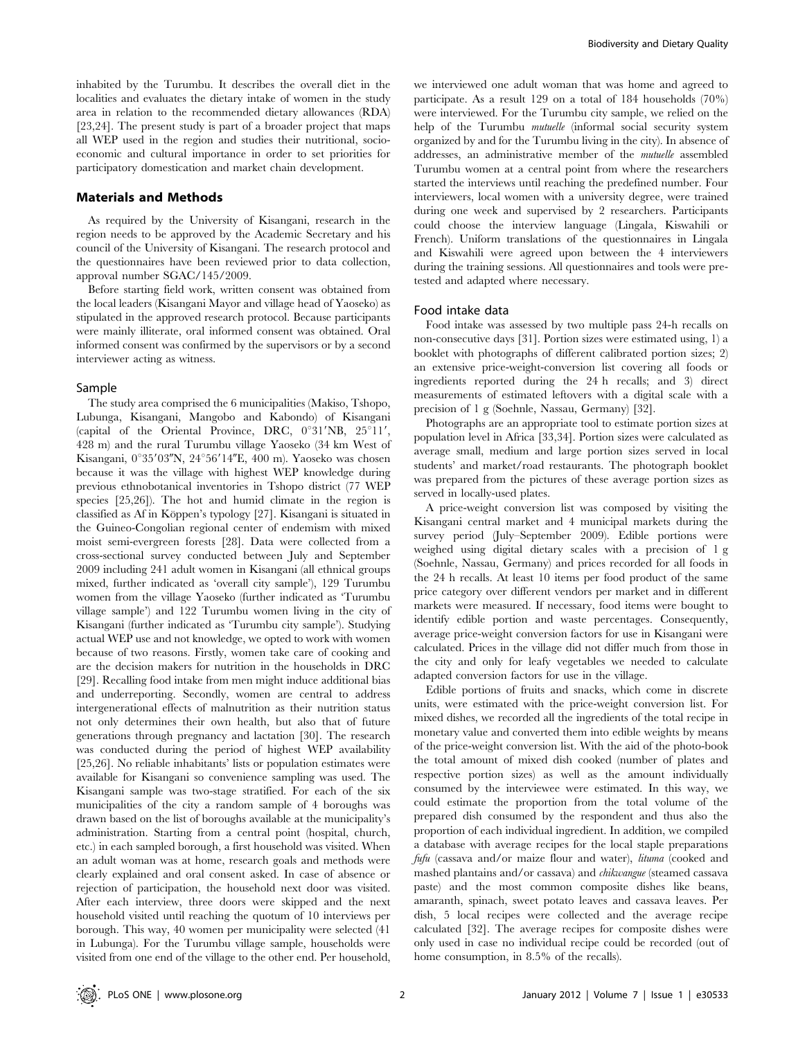inhabited by the Turumbu. It describes the overall diet in the localities and evaluates the dietary intake of women in the study area in relation to the recommended dietary allowances (RDA) [23,24]. The present study is part of a broader project that maps all WEP used in the region and studies their nutritional, socio-economic and cultural importance in order to set priorities for participatory domestication and market chain development.

## Materials and Methods

As required by the University of Kisangani, research in the region needs to be approved by the Academic Secretary and his council of the University of Kisangani. The research protocol and the questionnaires have been reviewed prior to data collection, approval number SGAC/145/2009.

Before starting field work, written consent was obtained from the local leaders (Kisangani Mayor and village head of Yaoseko) as stipulated in the approved research protocol. Because participants were mainly illiterate, oral informed consent was obtained. Oral informed consent was confirmed by the supervisors or by a second interviewer acting as witness.

### Sample

The study area comprised the 6 municipalities (Makiso, Tshopo, Lubunga, Kisangani, Mangobo and Kabondo) of Kisangani (capital of the Oriental Province, DRC, 0°31′NB, 25°11′, 428 m) and the rural Turumbu village Yaoseko (34 km West of Kisangani, 0°35′03″N, 24°56′14″E, 400 m). Yaoseko was chosen because it was the village with highest WEP knowledge during previous ethnobotanical inventories in Tshopo district (77 WEP species [25,26]). The hot and humid climate in the region is classified as Af in Köppen's typology [27]. Kisangani is situated in the Guineo-Congolian regional center of endemism with mixed moist semi-evergreen forests [28]. Data were collected from a cross-sectional survey conducted between July and September 2009 including 241 adult women in Kisangani (all ethnical groups mixed, further indicated as 'overall city sample'), 129 Turumbu women from the village Yaoseko (further indicated as 'Turumbu village sample') and 122 Turumbu women living in the city of Kisangani (further indicated as 'Turumbu city sample'). Studying actual WEP use and not knowledge, we opted to work with women because of two reasons. Firstly, women take care of cooking and are the decision makers for nutrition in the households in DRC [29]. Recalling food intake from men might induce additional bias and underreporting. Secondly, women are central to address intergenerational effects of malnutrition as their nutrition status not only determines their own health, but also that of future generations through pregnancy and lactation [30]. The research was conducted during the period of highest WEP availability [25,26]. No reliable inhabitants' lists or population estimates were available for Kisangani so convenience sampling was used. The Kisangani sample was two-stage stratified. For each of the six municipalities of the city a random sample of 4 boroughs was drawn based on the list of boroughs available at the municipality's administration. Starting from a central point (hospital, church, etc.) in each sampled borough, a first household was visited. When an adult woman was at home, research goals and methods were clearly explained and oral consent asked. In case of absence or rejection of participation, the household next door was visited. After each interview, three doors were skipped and the next household visited until reaching the quotum of 10 interviews per borough. This way, 40 women per municipality were selected (41 in Lubunga). For the Turumbu village sample, households were visited from one end of the village to the other end. Per household, we interviewed one adult woman that was home and agreed to participate. As a result 129 on a total of 184 households (70%) were interviewed. For the Turumbu city sample, we relied on the help of the Turumbu *mutuelle* (informal social security system organized by and for the Turumbu living in the city). In absence of addresses, an administrative member of the *mutuelle* assembled Turumbu women at a central point from where the researchers started the interviews until reaching the predefined number. Four interviewers, local women with a university degree, were trained during one week and supervised by 2 researchers. Participants could choose the interview language (Lingala, Kiswahili or French). Uniform translations of the questionnaires in Lingala and Kiswahili were agreed upon between the 4 interviewers during the training sessions. All questionnaires and tools were pre-tested and adapted where necessary.

### Food intake data

Food intake was assessed by two multiple pass 24-h recalls on non-consecutive days [31]. Portion sizes were estimated using, 1) a booklet with photographs of different calibrated portion sizes; 2) an extensive price-weight-conversion list covering all foods or ingredients reported during the 24 h recalls; and 3) direct measurements of estimated leftovers with a digital scale with a precision of 1 g (Soehnle, Nassau, Germany) [32].

Photographs are an appropriate tool to estimate portion sizes at population level in Africa [33,34]. Portion sizes were calculated as average small, medium and large portion sizes served in local students' and market/road restaurants. The photograph booklet was prepared from the pictures of these average portion sizes as served in locally-used plates.

A price-weight conversion list was composed by visiting the Kisangani central market and 4 municipal markets during the survey period (July–September 2009). Edible portions were weighed using digital dietary scales with a precision of 1 g (Soehnle, Nassau, Germany) and prices recorded for all foods in the 24 h recalls. At least 10 items per food product of the same price category over different vendors per market and in different markets were measured. If necessary, food items were bought to identify edible portion and waste percentages. Consequently, average price-weight conversion factors for use in Kisangani were calculated. Prices in the village did not differ much from those in the city and only for leafy vegetables we needed to calculate adapted conversion factors for use in the village.

Edible portions of fruits and snacks, which come in discrete units, were estimated with the price-weight conversion list. For mixed dishes, we recorded all the ingredients of the total recipe in monetary value and converted them into edible weights by means of the price-weight conversion list. With the aid of the photo-book the total amount of mixed dish cooked (number of plates and respective portion sizes) as well as the amount individually consumed by the interviewee were estimated. In this way, we could estimate the proportion from the total volume of the prepared dish consumed by the respondent and thus also the proportion of each individual ingredient. In addition, we compiled a database with average recipes for the local staple preparations *fufu* (cassava and/or maize flour and water), *lituma* (cooked and mashed plantains and/or cassava) and *chikwangue* (steamed cassava paste) and the most common composite dishes like beans, amaranth, spinach, sweet potato leaves and cassava leaves. Per dish, 5 local recipes were collected and the average recipe calculated [32]. The average recipes for composite dishes were only used in case no individual recipe could be recorded (out of home consumption, in 8.5% of the recalls).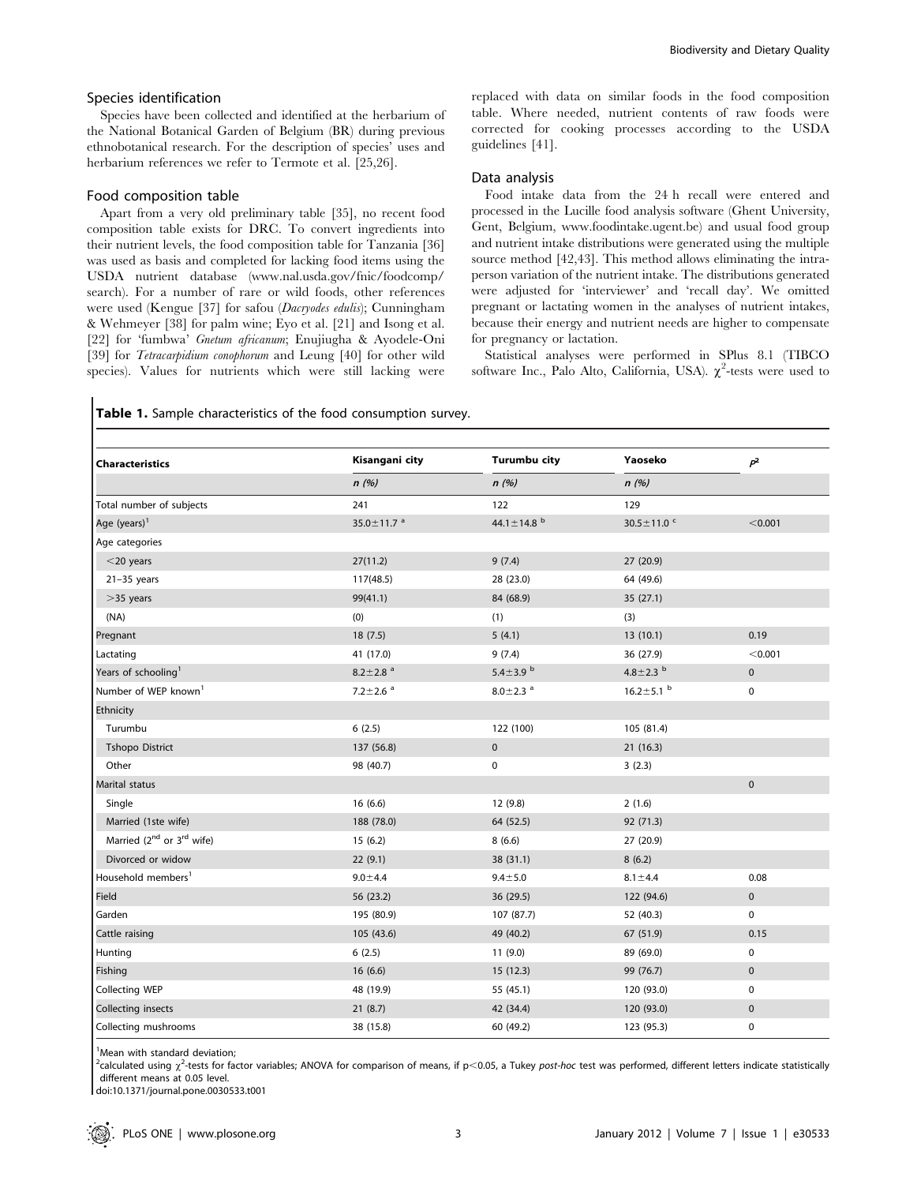### Species identification

Species have been collected and identified at the herbarium of the National Botanical Garden of Belgium (BR) during previous ethnobotanical research. For the description of species' uses and herbarium references we refer to Termote et al. [25,26].

### Food composition table

Apart from a very old preliminary table [35], no recent food composition table exists for DRC. To convert ingredients into their nutrient levels, the food composition table for Tanzania [36] was used as basis and completed for lacking food items using the USDA nutrient database (www.nal.usda.gov/fnic/foodcomp/search). For a number of rare or wild foods, other references were used (Kengue [37] for safou (*Dacryodes edulis*); Cunningham & Wehmeyer [38] for palm wine; Eyo et al. [21] and Isong et al. [22] for 'fumbwa' *Gnetum africanum*; Enujiugha & Ayodele-Oni [39] for *Tetracarpidium conophorum* and Leung [40] for other wild species). Values for nutrients which were still lacking were replaced with data on similar foods in the food composition table. Where needed, nutrient contents of raw foods were corrected for cooking processes according to the USDA guidelines [41].

### Data analysis

Food intake data from the 24 h recall were entered and processed in the Lucille food analysis software (Ghent University, Gent, Belgium, www.foodintake.ugent.be) and usual food group and nutrient intake distributions were generated using the multiple source method [42,43]. This method allows eliminating the intra-person variation of the nutrient intake. The distributions generated were adjusted for 'interviewer' and 'recall day'. We omitted pregnant or lactating women in the analyses of nutrient intakes, because their energy and nutrient needs are higher to compensate for pregnancy or lactation.

Statistical analyses were performed in SPlus 8.1 (TIBCO software Inc., Palo Alto, California, USA). $\chi^2$-tests were used to

**Table 1.** Sample characteristics of the food consumption survey.

| Characteristics | Kisangani city | Turumbu city | Yaoseko | $p^2$ |
|---|---|---|---|---|
| | *n (%)* | *n (%)* | *n (%)* | |
| Total number of subjects | 241 | 122 | 129 | |
| Age (years)[1] | 35.0±11.7 [a] | 44.1±14.8 [b] | 30.5±11.0 [c] | <0.001 |
| Age categories | | | | |
| <20 years | 27(11.2) | 9 (7.4) | 27 (20.9) | |
| 21–35 years | 117(48.5) | 28 (23.0) | 64 (49.6) | |
| >35 years | 99(41.1) | 84 (68.9) | 35 (27.1) | |
| (NA) | (0) | (1) | (3) | |
| Pregnant | 18 (7.5) | 5 (4.1) | 13 (10.1) | 0.19 |
| Lactating | 41 (17.0) | 9 (7.4) | 36 (27.9) | <0.001 |
| Years of schooling[1] | 8.2±2.8 [a] | 5.4±3.9 [b] | 4.8±2.3 [b] | 0 |
| Number of WEP known[1] | 7.2±2.6 [a] | 8.0±2.3 [a] | 16.2±5.1 [b] | 0 |
| Ethnicity | | | | |
| Turumbu | 6 (2.5) | 122 (100) | 105 (81.4) | |
| Tshopo District | 137 (56.8) | 0 | 21 (16.3) | |
| Other | 98 (40.7) | 0 | 3 (2.3) | |
| Marital status | | | | 0 |
| Single | 16 (6.6) | 12 (9.8) | 2 (1.6) | |
| Married (1ste wife) | 188 (78.0) | 64 (52.5) | 92 (71.3) | |
| Married (2nd or 3rd wife) | 15 (6.2) | 8 (6.6) | 27 (20.9) | |
| Divorced or widow | 22 (9.1) | 38 (31.1) | 8 (6.2) | |
| Household members[1] | 9.0±4.4 | 9.4±5.0 | 8.1±4.4 | 0.08 |
| Field | 56 (23.2) | 36 (29.5) | 122 (94.6) | 0 |
| Garden | 195 (80.9) | 107 (87.7) | 52 (40.3) | 0 |
| Cattle raising | 105 (43.6) | 49 (40.2) | 67 (51.9) | 0.15 |
| Hunting | 6 (2.5) | 11 (9.0) | 89 (69.0) | 0 |
| Fishing | 16 (6.6) | 15 (12.3) | 99 (76.7) | 0 |
| Collecting WEP | 48 (19.9) | 55 (45.1) | 120 (93.0) | 0 |
| Collecting insects | 21 (8.7) | 42 (34.4) | 120 (93.0) | 0 |
| Collecting mushrooms | 38 (15.8) | 60 (49.2) | 123 (95.3) | 0 |

[1]Mean with standard deviation;
[2]calculated using $\chi^2$-tests for factor variables; ANOVA for comparison of means, if $p<0.05$, a Tukey *post-hoc* test was performed, different letters indicate statistically different means at 0.05 level.
doi:10.1371/journal.pone.0030533.t001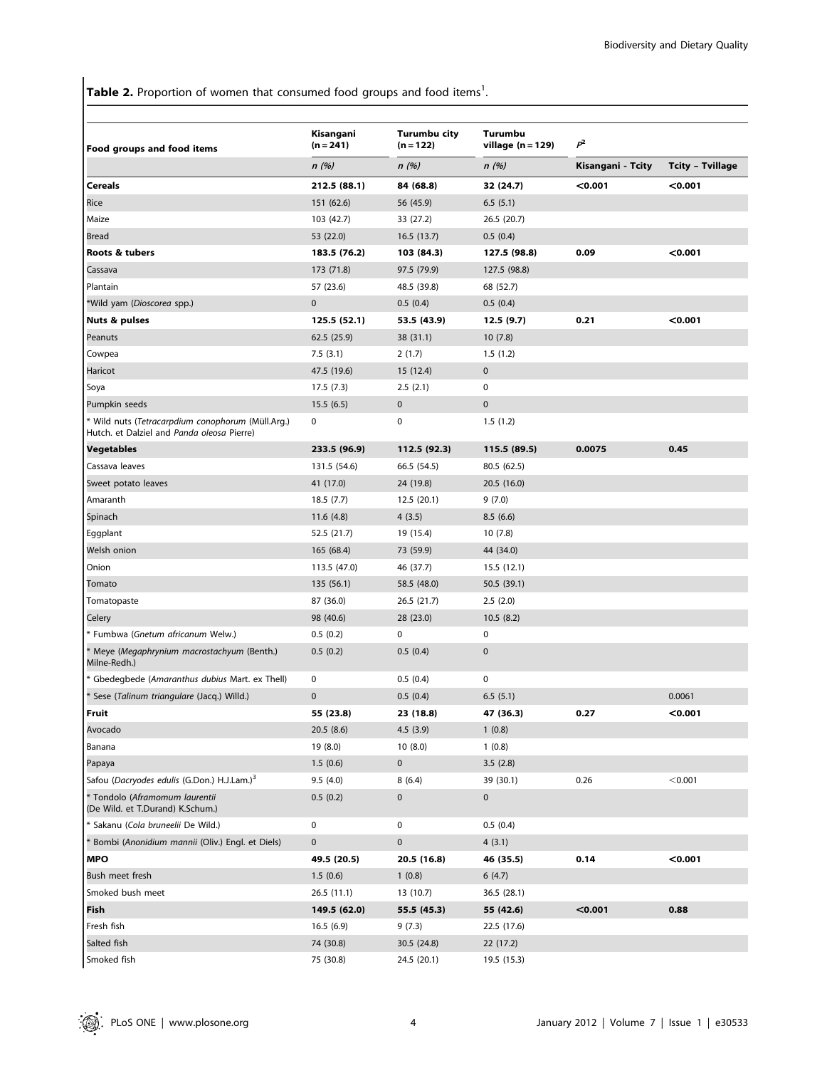**Table 2.** Proportion of women that consumed food groups and food items[1].

| Food groups and food items | Kisangani (n = 241) | Turumbu city (n = 122) | Turumbu village (n = 129) | $P^2$ | |
|---|---|---|---|---|---|
| | n (%) | n (%) | n (%) | Kisangani - Tcity | Tcity – Tvillage |
| **Cereals** | **212.5 (88.1)** | **84 (68.8)** | **32 (24.7)** | **<0.001** | **<0.001** |
| Rice | 151 (62.6) | 56 (45.9) | 6.5 (5.1) | | |
| Maize | 103 (42.7) | 33 (27.2) | 26.5 (20.7) | | |
| Bread | 53 (22.0) | 16.5 (13.7) | 0.5 (0.4) | | |
| **Roots & tubers** | **183.5 (76.2)** | **103 (84.3)** | **127.5 (98.8)** | **0.09** | **<0.001** |
| Cassava | 173 (71.8) | 97.5 (79.9) | 127.5 (98.8) | | |
| Plantain | 57 (23.6) | 48.5 (39.8) | 68 (52.7) | | |
| *Wild yam (*Dioscorea* spp.) | 0 | 0.5 (0.4) | 0.5 (0.4) | | |
| **Nuts & pulses** | **125.5 (52.1)** | **53.5 (43.9)** | **12.5 (9.7)** | **0.21** | **<0.001** |
| Peanuts | 62.5 (25.9) | 38 (31.1) | 10 (7.8) | | |
| Cowpea | 7.5 (3.1) | 2 (1.7) | 1.5 (1.2) | | |
| Haricot | 47.5 (19.6) | 15 (12.4) | 0 | | |
| Soya | 17.5 (7.3) | 2.5 (2.1) | 0 | | |
| Pumpkin seeds | 15.5 (6.5) | 0 | 0 | | |
| * Wild nuts (*Tetracarpdium conophorum* (Müll.Arg.) Hutch. et Dalziel and *Panda oleosa* Pierre) | 0 | 0 | 1.5 (1.2) | | |
| **Vegetables** | **233.5 (96.9)** | **112.5 (92.3)** | **115.5 (89.5)** | **0.0075** | **0.45** |
| Cassava leaves | 131.5 (54.6) | 66.5 (54.5) | 80.5 (62.5) | | |
| Sweet potato leaves | 41 (17.0) | 24 (19.8) | 20.5 (16.0) | | |
| Amaranth | 18.5 (7.7) | 12.5 (20.1) | 9 (7.0) | | |
| Spinach | 11.6 (4.8) | 4 (3.5) | 8.5 (6.6) | | |
| Eggplant | 52.5 (21.7) | 19 (15.4) | 10 (7.8) | | |
| Welsh onion | 165 (68.4) | 73 (59.9) | 44 (34.0) | | |
| Onion | 113.5 (47.0) | 46 (37.7) | 15.5 (12.1) | | |
| Tomato | 135 (56.1) | 58.5 (48.0) | 50.5 (39.1) | | |
| Tomatopaste | 87 (36.0) | 26.5 (21.7) | 2.5 (2.0) | | |
| Celery | 98 (40.6) | 28 (23.0) | 10.5 (8.2) | | |
| * Fumbwa (*Gnetum africanum* Welw.) | 0.5 (0.2) | 0 | 0 | | |
| * Meye (*Megaphrynium macrostachyum* (Benth.) Milne-Redh.) | 0.5 (0.2) | 0.5 (0.4) | 0 | | |
| * Gbedegbede (*Amaranthus dubius* Mart. ex Thell) | 0 | 0.5 (0.4) | 0 | | |
| * Sese (*Talinum triangulare* (Jacq.) Willd.) | 0 | 0.5 (0.4) | 6.5 (5.1) | | 0.0061 |
| **Fruit** | **55 (23.8)** | **23 (18.8)** | **47 (36.3)** | **0.27** | **<0.001** |
| Avocado | 20.5 (8.6) | 4.5 (3.9) | 1 (0.8) | | |
| Banana | 19 (8.0) | 10 (8.0) | 1 (0.8) | | |
| Papaya | 1.5 (0.6) | 0 | 3.5 (2.8) | | |
| Safou (*Dacryodes edulis* (G.Don.) H.J.Lam.)[3] | 9.5 (4.0) | 8 (6.4) | 39 (30.1) | 0.26 | <0.001 |
| * Tondolo (*Aframomum laurentii* (De Wild. et T.Durand) K.Schum.) | 0.5 (0.2) | 0 | 0 | | |
| * Sakanu (*Cola bruneelii* De Wild.) | 0 | 0 | 0.5 (0.4) | | |
| * Bombi (*Anonidium mannii* (Oliv.) Engl. et Diels) | 0 | 0 | 4 (3.1) | | |
| **MPO** | **49.5 (20.5)** | **20.5 (16.8)** | **46 (35.5)** | **0.14** | **<0.001** |
| Bush meet fresh | 1.5 (0.6) | 1 (0.8) | 6 (4.7) | | |
| Smoked bush meet | 26.5 (11.1) | 13 (10.7) | 36.5 (28.1) | | |
| **Fish** | **149.5 (62.0)** | **55.5 (45.3)** | **55 (42.6)** | **<0.001** | **0.88** |
| Fresh fish | 16.5 (6.9) | 9 (7.3) | 22.5 (17.6) | | |
| Salted fish | 74 (30.8) | 30.5 (24.8) | 22 (17.2) | | |
| Smoked fish | 75 (30.8) | 24.5 (20.1) | 19.5 (15.3) | | |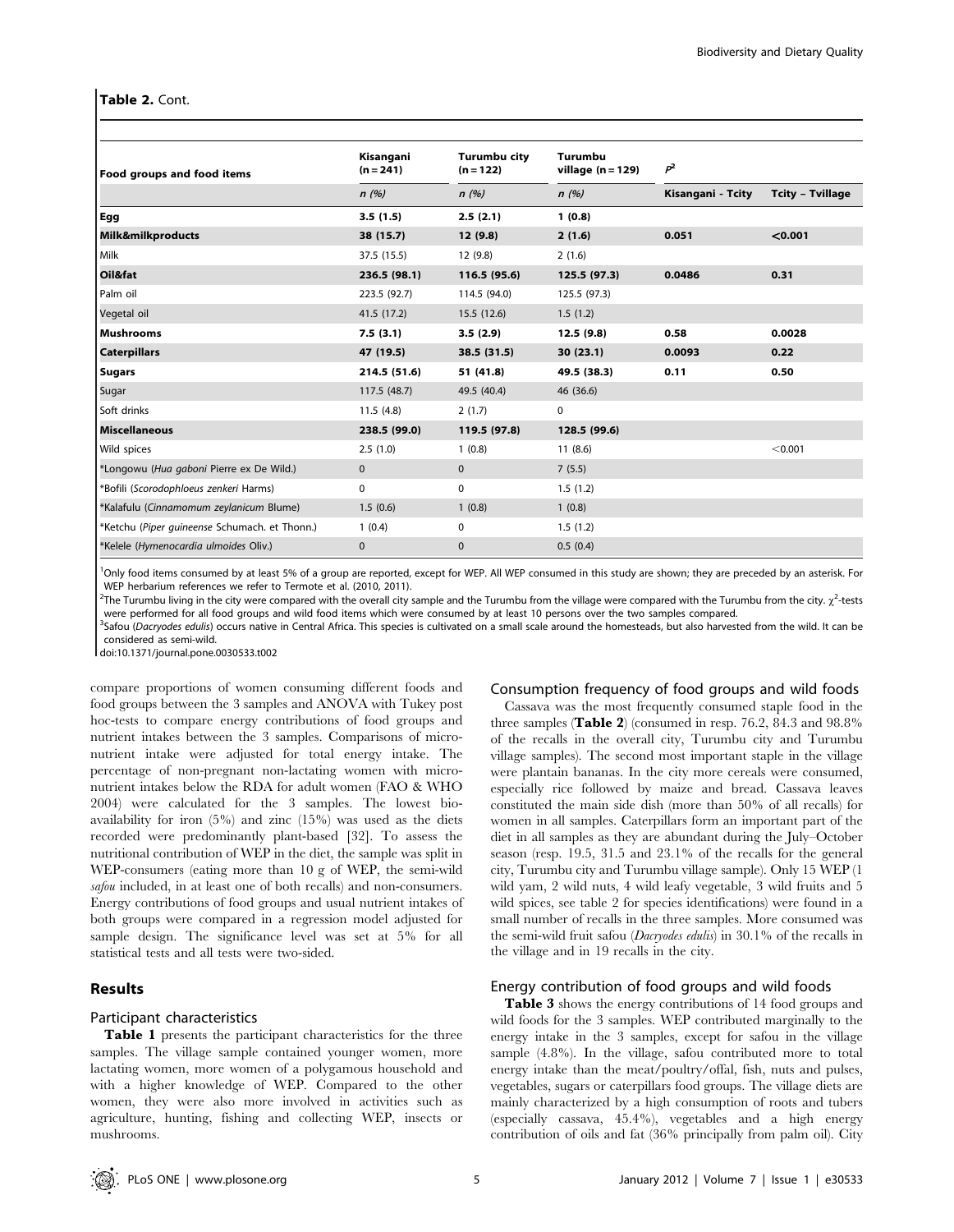**Table 2.** Cont.

| Food groups and food items | Kisangani (n = 241) | Turumbu city (n = 122) | Turumbu village (n = 129) | $P^2$ | |
|---|---|---|---|---|---|
| | n (%) | n (%) | n (%) | Kisangani - Tcity | Tcity – Tvillage |
| **Egg** | **3.5 (1.5)** | **2.5 (2.1)** | **1 (0.8)** | | |
| **Milk&milkproducts** | **38 (15.7)** | **12 (9.8)** | **2 (1.6)** | **0.051** | **<0.001** |
| Milk | 37.5 (15.5) | 12 (9.8) | 2 (1.6) | | |
| **Oil&fat** | **236.5 (98.1)** | **116.5 (95.6)** | **125.5 (97.3)** | **0.0486** | **0.31** |
| Palm oil | 223.5 (92.7) | 114.5 (94.0) | 125.5 (97.3) | | |
| Vegetal oil | 41.5 (17.2) | 15.5 (12.6) | 1.5 (1.2) | | |
| **Mushrooms** | **7.5 (3.1)** | **3.5 (2.9)** | **12.5 (9.8)** | **0.58** | **0.0028** |
| **Caterpillars** | **47 (19.5)** | **38.5 (31.5)** | **30 (23.1)** | **0.0093** | **0.22** |
| **Sugars** | **214.5 (51.6)** | **51 (41.8)** | **49.5 (38.3)** | **0.11** | **0.50** |
| Sugar | 117.5 (48.7) | 49.5 (40.4) | 46 (36.6) | | |
| Soft drinks | 11.5 (4.8) | 2 (1.7) | 0 | | |
| **Miscellaneous** | **238.5 (99.0)** | **119.5 (97.8)** | **128.5 (99.6)** | | |
| Wild spices | 2.5 (1.0) | 1 (0.8) | 11 (8.6) | | <0.001 |
| *Longowu (*Hua gaboni* Pierre ex De Wild.) | 0 | 0 | 7 (5.5) | | |
| *Bofili (*Scorodophloeus zenkeri* Harms) | 0 | 0 | 1.5 (1.2) | | |
| *Kalafulu (*Cinnamomum zeylanicum* Blume) | 1.5 (0.6) | 1 (0.8) | 1 (0.8) | | |
| *Ketchu (*Piper guineense* Schumach. et Thonn.) | 1 (0.4) | 0 | 1.5 (1.2) | | |
| *Kelele (*Hymenocardia ulmoides* Oliv.) | 0 | 0 | 0.5 (0.4) | | |

[1]Only food items consumed by at least 5% of a group are reported, except for WEP. All WEP consumed in this study are shown; they are preceded by an asterisk. For WEP herbarium references we refer to Termote et al. (2010, 2011).

[2]The Turumbu living in the city were compared with the overall city sample and the Turumbu from the village were compared with the Turumbu from the city. $\chi^2$-tests were performed for all food groups and wild food items which were consumed by at least 10 persons over the two samples compared.

[3]Safou (*Dacryodes edulis*) occurs native in Central Africa. This species is cultivated on a small scale around the homesteads, but also harvested from the wild. It can be considered as semi-wild.

doi:10.1371/journal.pone.0030533.t002

compare proportions of women consuming different foods and food groups between the 3 samples and ANOVA with Tukey post hoc-tests to compare energy contributions of food groups and nutrient intakes between the 3 samples. Comparisons of micronutrient intake were adjusted for total energy intake. The percentage of non-pregnant non-lactating women with micronutrient intakes below the RDA for adult women (FAO & WHO 2004) were calculated for the 3 samples. The lowest bioavailability for iron (5%) and zinc (15%) was used as the diets recorded were predominantly plant-based [32]. To assess the nutritional contribution of WEP in the diet, the sample was split in WEP-consumers (eating more than 10 g of WEP, the semi-wild *safou* included, in at least one of both recalls) and non-consumers. Energy contributions of food groups and usual nutrient intakes of both groups were compared in a regression model adjusted for sample design. The significance level was set at 5% for all statistical tests and all tests were two-sided.

## Results

### Participant characteristics

**Table 1** presents the participant characteristics for the three samples. The village sample contained younger women, more lactating women, more women of a polygamous household and with a higher knowledge of WEP. Compared to the other women, they were also more involved in activities such as agriculture, hunting, fishing and collecting WEP, insects or mushrooms.

### Consumption frequency of food groups and wild foods

Cassava was the most frequently consumed staple food in the three samples (**Table 2**) (consumed in resp. 76.2, 84.3 and 98.8% of the recalls in the overall city, Turumbu city and Turumbu village samples). The second most important staple in the village were plantain bananas. In the city more cereals were consumed, especially rice followed by maize and bread. Cassava leaves constituted the main side dish (more than 50% of all recalls) for women in all samples. Caterpillars form an important part of the diet in all samples as they are abundant during the July–October season (resp. 19.5, 31.5 and 23.1% of the recalls for the general city, Turumbu city and Turumbu village sample). Only 15 WEP (1 wild yam, 2 wild nuts, 4 wild leafy vegetable, 3 wild fruits and 5 wild spices, see table 2 for species identifications) were found in a small number of recalls in the three samples. More consumed was the semi-wild fruit safou (*Dacryodes edulis*) in 30.1% of the recalls in the village and in 19 recalls in the city.

### Energy contribution of food groups and wild foods

**Table 3** shows the energy contributions of 14 food groups and wild foods for the 3 samples. WEP contributed marginally to the energy intake in the 3 samples, except for safou in the village sample (4.8%). In the village, safou contributed more to total energy intake than the meat/poultry/offal, fish, nuts and pulses, vegetables, sugars or caterpillars food groups. The village diets are mainly characterized by a high consumption of roots and tubers (especially cassava, 45.4%), vegetables and a high energy contribution of oils and fat (36% principally from palm oil). City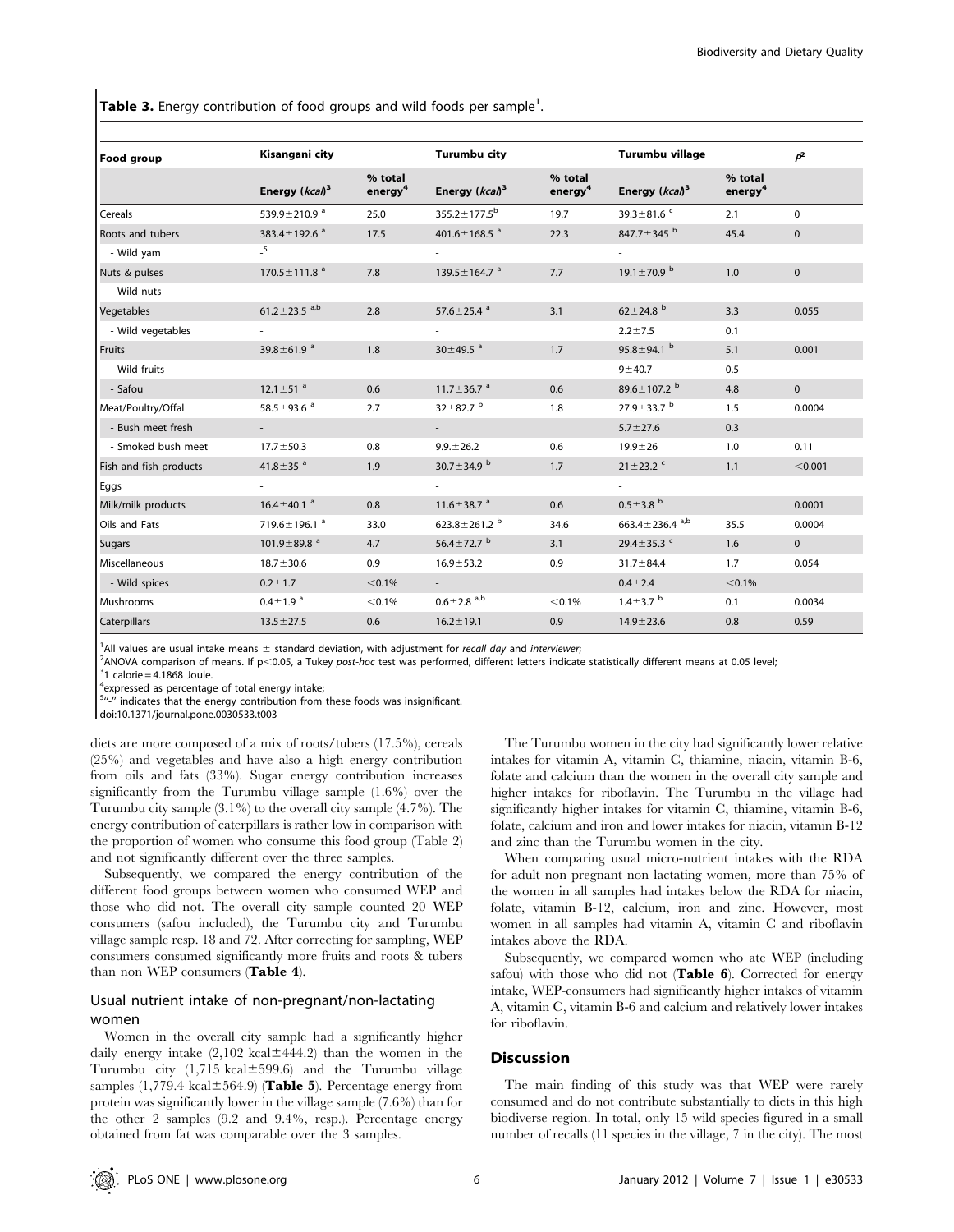**Table 3.** Energy contribution of food groups and wild foods per sample[1].

| Food group | Kisangani city | | Turumbu city | | Turumbu village | | $p$[2] |
|---|---|---|---|---|---|---|---|
| | Energy (*kcal*)[3] | % total energy[4] | Energy (*kcal*)[3] | % total energy[4] | Energy (*kcal*)[3] | % total energy[4] | |
| Cereals | 539.9±210.9 [a] | 25.0 | 355.2±177.5[b] | 19.7 | 39.3±81.6 [c] | 2.1 | 0 |
| Roots and tubers | 383.4±192.6 [a] | 17.5 | 401.6±168.5 [a] | 22.3 | 847.7±345 [b] | 45.4 | 0 |
| - Wild yam | -[5] | | - | | - | | |
| Nuts & pulses | 170.5±111.8 [a] | 7.8 | 139.5±164.7 [a] | 7.7 | 19.1±70.9 [b] | 1.0 | 0 |
| - Wild nuts | - | | - | | - | | |
| Vegetables | 61.2±23.5 [a,b] | 2.8 | 57.6±25.4 [a] | 3.1 | 62±24.8 [b] | 3.3 | 0.055 |
| - Wild vegetables | - | | - | | 2.2±7.5 | 0.1 | |
| Fruits | 39.8±61.9 [a] | 1.8 | 30±49.5 [a] | 1.7 | 95.8±94.1 [b] | 5.1 | 0.001 |
| - Wild fruits | - | | - | | 9±40.7 | 0.5 | |
| - Safou | 12.1±51 [a] | 0.6 | 11.7±36.7 [a] | 0.6 | 89.6±107.2 [b] | 4.8 | 0 |
| Meat/Poultry/Offal | 58.5±93.6 [a] | 2.7 | 32±82.7 [b] | 1.8 | 27.9±33.7 [b] | 1.5 | 0.0004 |
| - Bush meet fresh | - | | - | | 5.7±27.6 | 0.3 | |
| - Smoked bush meet | 17.7±50.3 | 0.8 | 9.9.±26.2 | 0.6 | 19.9±26 | 1.0 | 0.11 |
| Fish and fish products | 41.8±35 [a] | 1.9 | 30.7±34.9 [b] | 1.7 | 21±23.2 [c] | 1.1 | <0.001 |
| Eggs | - | | - | | - | | |
| Milk/milk products | 16.4±40.1 [a] | 0.8 | 11.6±38.7 [a] | 0.6 | 0.5±3.8 [b] | | 0.0001 |
| Oils and Fats | 719.6±196.1 [a] | 33.0 | 623.8±261.2 [b] | 34.6 | 663.4±236.4 [a,b] | 35.5 | 0.0004 |
| Sugars | 101.9±89.8 [a] | 4.7 | 56.4±72.7 [b] | 3.1 | 29.4±35.3 [c] | 1.6 | 0 |
| Miscellaneous | 18.7±30.6 | 0.9 | 16.9±53.2 | 0.9 | 31.7±84.4 | 1.7 | 0.054 |
| - Wild spices | 0.2±1.7 | <0.1% | - | | 0.4±2.4 | <0.1% | |
| Mushrooms | 0.4±1.9 [a] | <0.1% | 0.6±2.8 [a,b] | <0.1% | 1.4±3.7 [b] | 0.1 | 0.0034 |
| Caterpillars | 13.5±27.5 | 0.6 | 16.2±19.1 | 0.9 | 14.9±23.6 | 0.8 | 0.59 |

[1]All values are usual intake means ± standard deviation, with adjustment for *recall day* and *interviewer*;
[2]ANOVA comparison of means. If p<0.05, a Tukey *post-hoc* test was performed, different letters indicate statistically different means at 0.05 level;
[3]1 calorie = 4.1868 Joule.
[4]expressed as percentage of total energy intake;
[5]"-" indicates that the energy contribution from these foods was insignificant.
doi:10.1371/journal.pone.0030533.t003

diets are more composed of a mix of roots/tubers (17.5%), cereals (25%) and vegetables and have also a high energy contribution from oils and fats (33%). Sugar energy contribution increases significantly from the Turumbu village sample (1.6%) over the Turumbu city sample (3.1%) to the overall city sample (4.7%). The energy contribution of caterpillars is rather low in comparison with the proportion of women who consume this food group (Table 2) and not significantly different over the three samples.

Subsequently, we compared the energy contribution of the different food groups between women who consumed WEP and those who did not. The overall city sample counted 20 WEP consumers (safou included), the Turumbu city and Turumbu village sample resp. 18 and 72. After correcting for sampling, WEP consumers consumed significantly more fruits and roots & tubers than non WEP consumers (**Table 4**).

### Usual nutrient intake of non-pregnant/non-lactating women

Women in the overall city sample had a significantly higher daily energy intake (2,102 kcal±444.2) than the women in the Turumbu city (1,715 kcal±599.6) and the Turumbu village samples (1,779.4 kcal±564.9) (**Table 5**). Percentage energy from protein was significantly lower in the village sample (7.6%) than for the other 2 samples (9.2 and 9.4%, resp.). Percentage energy obtained from fat was comparable over the 3 samples.

The Turumbu women in the city had significantly lower relative intakes for vitamin A, vitamin C, thiamine, niacin, vitamin B-6, folate and calcium than the women in the overall city sample and higher intakes for riboflavin. The Turumbu in the village had significantly higher intakes for vitamin C, thiamine, vitamin B-6, folate, calcium and iron and lower intakes for niacin, vitamin B-12 and zinc than the Turumbu women in the city.

When comparing usual micro-nutrient intakes with the RDA for adult non pregnant non lactating women, more than 75% of the women in all samples had intakes below the RDA for niacin, folate, vitamin B-12, calcium, iron and zinc. However, most women in all samples had vitamin A, vitamin C and riboflavin intakes above the RDA.

Subsequently, we compared women who ate WEP (including safou) with those who did not (**Table 6**). Corrected for energy intake, WEP-consumers had significantly higher intakes of vitamin A, vitamin C, vitamin B-6 and calcium and relatively lower intakes for riboflavin.

## Discussion

The main finding of this study was that WEP were rarely consumed and do not contribute substantially to diets in this high biodiverse region. In total, only 15 wild species figured in a small number of recalls (11 species in the village, 7 in the city). The most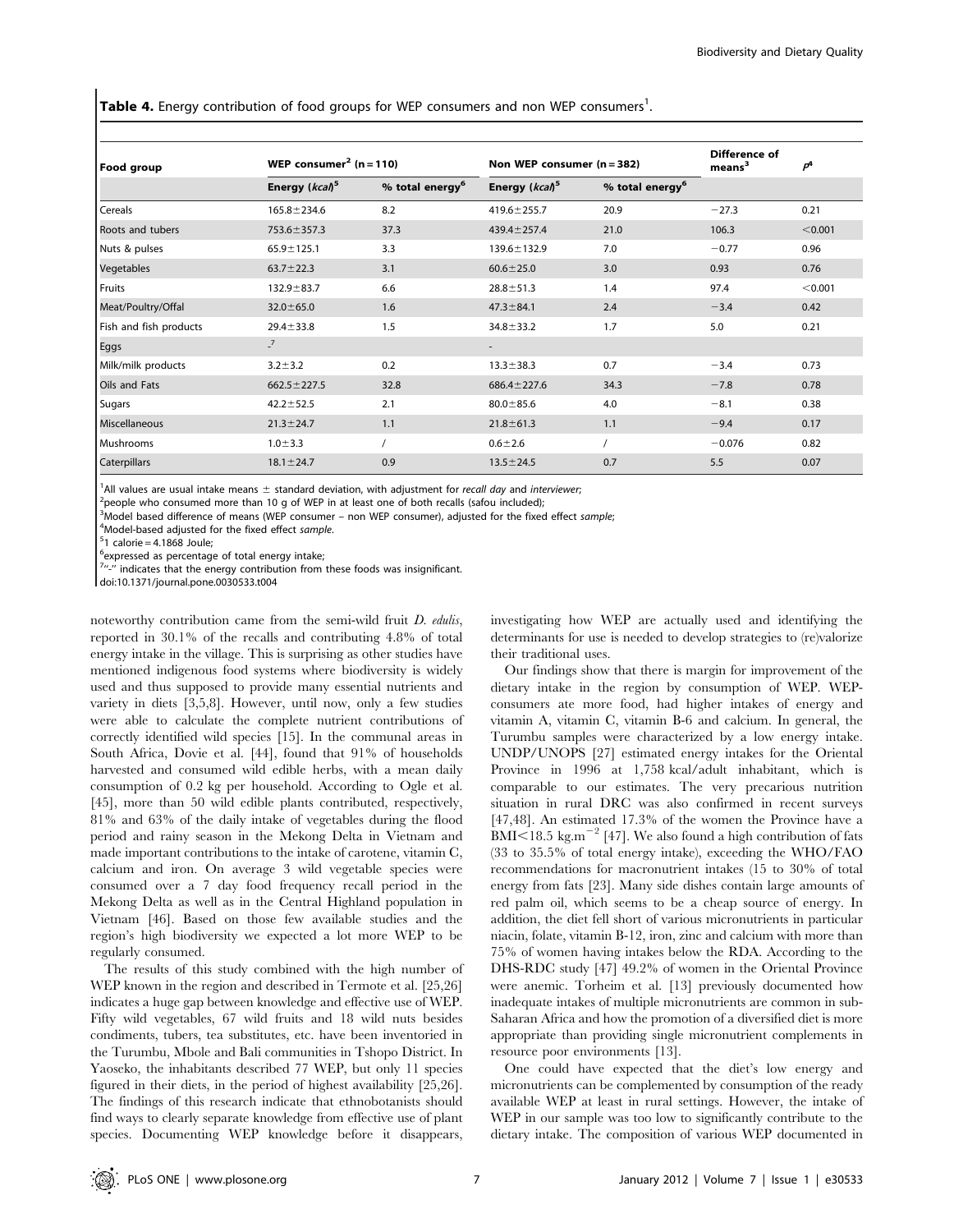**Table 4.** Energy contribution of food groups for WEP consumers and non WEP consumers[1].

| Food group | WEP consumer[2] (n = 110) | | Non WEP consumer (n = 382) | | Difference of means[3] | p[4] |
|---|---|---|---|---|---|---|
| | Energy (*kcal*)[5] | % total energy[6] | Energy (*kcal*)[5] | % total energy[6] | | |
| Cereals | 165.8±234.6 | 8.2 | 419.6±255.7 | 20.9 | −27.3 | 0.21 |
| Roots and tubers | 753.6±357.3 | 37.3 | 439.4±257.4 | 21.0 | 106.3 | <0.001 |
| Nuts & pulses | 65.9±125.1 | 3.3 | 139.6±132.9 | 7.0 | −0.77 | 0.96 |
| Vegetables | 63.7±22.3 | 3.1 | 60.6±25.0 | 3.0 | 0.93 | 0.76 |
| Fruits | 132.9±83.7 | 6.6 | 28.8±51.3 | 1.4 | 97.4 | <0.001 |
| Meat/Poultry/Offal | 32.0±65.0 | 1.6 | 47.3±84.1 | 2.4 | −3.4 | 0.42 |
| Fish and fish products | 29.4±33.8 | 1.5 | 34.8±33.2 | 1.7 | 5.0 | 0.21 |
| Eggs | -[7] | | - | | | |
| Milk/milk products | 3.2±3.2 | 0.2 | 13.3±38.3 | 0.7 | −3.4 | 0.73 |
| Oils and Fats | 662.5±227.5 | 32.8 | 686.4±227.6 | 34.3 | −7.8 | 0.78 |
| Sugars | 42.2±52.5 | 2.1 | 80.0±85.6 | 4.0 | −8.1 | 0.38 |
| Miscellaneous | 21.3±24.7 | 1.1 | 21.8±61.3 | 1.1 | −9.4 | 0.17 |
| Mushrooms | 1.0±3.3 | / | 0.6±2.6 | / | −0.076 | 0.82 |
| Caterpillars | 18.1±24.7 | 0.9 | 13.5±24.5 | 0.7 | 5.5 | 0.07 |

[1]All values are usual intake means ± standard deviation, with adjustment for *recall day* and *interviewer*;
[2]people who consumed more than 10 g of WEP in at least one of both recalls (safou included);
[3]Model based difference of means (WEP consumer – non WEP consumer), adjusted for the fixed effect *sample*;
[4]Model-based adjusted for the fixed effect *sample*.
[5]1 calorie = 4.1868 Joule;
[6]expressed as percentage of total energy intake;
[7]"-" indicates that the energy contribution from these foods was insignificant.
doi:10.1371/journal.pone.0030533.t004

noteworthy contribution came from the semi-wild fruit *D. edulis*, reported in 30.1% of the recalls and contributing 4.8% of total energy intake in the village. This is surprising as other studies have mentioned indigenous food systems where biodiversity is widely used and thus supposed to provide many essential nutrients and variety in diets [3,5,8]. However, until now, only a few studies were able to calculate the complete nutrient contributions of correctly identified wild species [15]. In the communal areas in South Africa, Dovie et al. [44], found that 91% of households harvested and consumed wild edible herbs, with a mean daily consumption of 0.2 kg per household. According to Ogle et al. [45], more than 50 wild edible plants contributed, respectively, 81% and 63% of the daily intake of vegetables during the flood period and rainy season in the Mekong Delta in Vietnam and made important contributions to the intake of carotene, vitamin C, calcium and iron. On average 3 wild vegetable species were consumed over a 7 day food frequency recall period in the Mekong Delta as well as in the Central Highland population in Vietnam [46]. Based on those few available studies and the region's high biodiversity we expected a lot more WEP to be regularly consumed.

The results of this study combined with the high number of WEP known in the region and described in Termote et al. [25,26] indicates a huge gap between knowledge and effective use of WEP. Fifty wild vegetables, 67 wild fruits and 18 wild nuts besides condiments, tubers, tea substitutes, etc. have been inventoried in the Turumbu, Mbole and Bali communities in Tshopo District. In Yaoseko, the inhabitants described 77 WEP, but only 11 species figured in their diets, in the period of highest availability [25,26]. The findings of this research indicate that ethnobotanists should find ways to clearly separate knowledge from effective use of plant species. Documenting WEP knowledge before it disappears, investigating how WEP are actually used and identifying the determinants for use is needed to develop strategies to (re)valorize their traditional uses.

Our findings show that there is margin for improvement of the dietary intake in the region by consumption of WEP. WEP-consumers ate more food, had higher intakes of energy and vitamin A, vitamin C, vitamin B-6 and calcium. In general, the Turumbu samples were characterized by a low energy intake. UNDP/UNOPS [27] estimated energy intakes for the Oriental Province in 1996 at 1,758 kcal/adult inhabitant, which is comparable to our estimates. The very precarious nutrition situation in rural DRC was also confirmed in recent surveys [47,48]. An estimated 17.3% of the women the Province have a BMI$<$18.5 kg.m$^{-2}$ [47]. We also found a high contribution of fats (33 to 35.5% of total energy intake), exceeding the WHO/FAO recommendations for macronutrient intakes (15 to 30% of total energy from fats [23]. Many side dishes contain large amounts of red palm oil, which seems to be a cheap source of energy. In addition, the diet fell short of various micronutrients in particular niacin, folate, vitamin B-12, iron, zinc and calcium with more than 75% of women having intakes below the RDA. According to the DHS-RDC study [47] 49.2% of women in the Oriental Province were anemic. Torheim et al. [13] previously documented how inadequate intakes of multiple micronutrients are common in sub-Saharan Africa and how the promotion of a diversified diet is more appropriate than providing single micronutrient complements in resource poor environments [13].

One could have expected that the diet's low energy and micronutrients can be complemented by consumption of the ready available WEP at least in rural settings. However, the intake of WEP in our sample was too low to significantly contribute to the dietary intake. The composition of various WEP documented in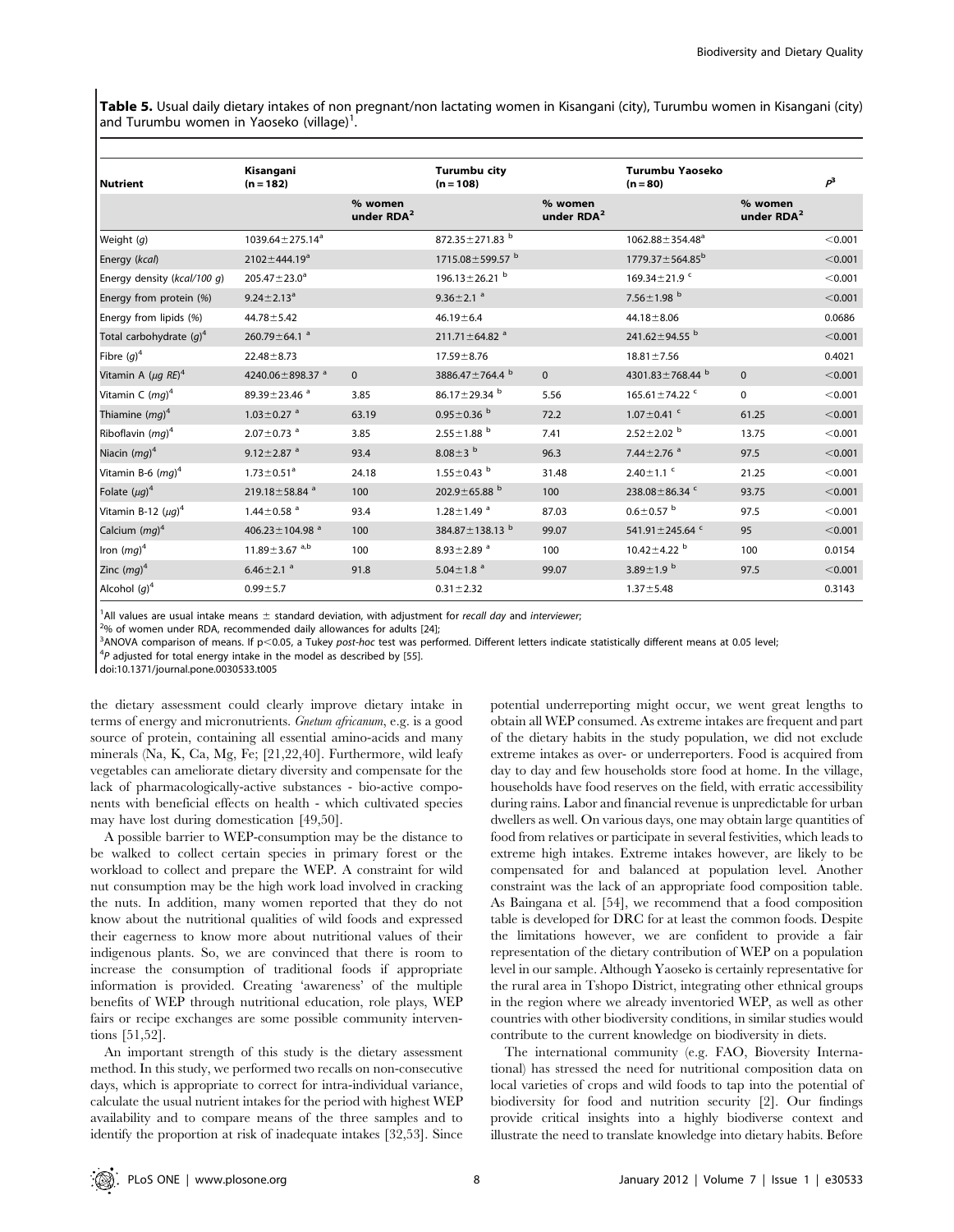**Table 5.** Usual daily dietary intakes of non pregnant/non lactating women in Kisangani (city), Turumbu women in Kisangani (city) and Turumbu women in Yaoseko (village)[1].

| Nutrient | Kisangani (n = 182) | | Turumbu city (n = 108) | | Turumbu Yaoseko (n = 80) | | $P^3$ |
|---|---|---|---|---|---|---|---|
| | | % women under RDA[2] | | % women under RDA[2] | | % women under RDA[2] | |
| Weight (*g*) | 1039.64±275.14[a] | | 872.35±271.83 [b] | | 1062.88±354.48[a] | | <0.001 |
| Energy (*kcal*) | 2102±444.19[a] | | 1715.08±599.57 [b] | | 1779.37±564.85[b] | | <0.001 |
| Energy density (*kcal/100 g*) | 205.47±23.0[a] | | 196.13±26.21 [b] | | 169.34±21.9 [c] | | <0.001 |
| Energy from protein (%) | 9.24±2.13[a] | | 9.36±2.1 [a] | | 7.56±1.98 [b] | | <0.001 |
| Energy from lipids (%) | 44.78±5.42 | | 46.19±6.4 | | 44.18±8.06 | | 0.0686 |
| Total carbohydrate (*g*)[4] | 260.79±64.1 [a] | | 211.71±64.82 [a] | | 241.62±94.55 [b] | | <0.001 |
| Fibre (*g*)[4] | 22.48±8.73 | | 17.59±8.76 | | 18.81±7.56 | | 0.4021 |
| Vitamin A (*µg RE*)[4] | 4240.06±898.37 [a] | 0 | 3886.47±764.4 [b] | 0 | 4301.83±768.44 [b] | 0 | <0.001 |
| Vitamin C (*mg*)[4] | 89.39±23.46 [a] | 3.85 | 86.17±29.34 [b] | 5.56 | 165.61±74.22 [c] | 0 | <0.001 |
| Thiamine (*mg*)[4] | 1.03±0.27 [a] | 63.19 | 0.95±0.36 [b] | 72.2 | 1.07±0.41 [c] | 61.25 | <0.001 |
| Riboflavin (*mg*)[4] | 2.07±0.73 [a] | 3.85 | 2.55±1.88 [b] | 7.41 | 2.52±2.02 [b] | 13.75 | <0.001 |
| Niacin (*mg*)[4] | 9.12±2.87 [a] | 93.4 | 8.08±3 [b] | 96.3 | 7.44±2.76 [a] | 97.5 | <0.001 |
| Vitamin B-6 (*mg*)[4] | 1.73±0.51[a] | 24.18 | 1.55±0.43 [b] | 31.48 | 2.40±1.1 [c] | 21.25 | <0.001 |
| Folate (*µg*)[4] | 219.18±58.84 [a] | 100 | 202.9±65.88 [b] | 100 | 238.08±86.34 [c] | 93.75 | <0.001 |
| Vitamin B-12 (*µg*)[4] | 1.44±0.58 [a] | 93.4 | 1.28±1.49 [a] | 87.03 | 0.6±0.57 [b] | 97.5 | <0.001 |
| Calcium (*mg*)[4] | 406.23±104.98 [a] | 100 | 384.87±138.13 [b] | 99.07 | 541.91±245.64 [c] | 95 | <0.001 |
| Iron (*mg*)[4] | 11.89±3.67 [a,b] | 100 | 8.93±2.89 [a] | 100 | 10.42±4.22 [b] | 100 | 0.0154 |
| Zinc (*mg*)[4] | 6.46±2.1 [a] | 91.8 | 5.04±1.8 [a] | 99.07 | 3.89±1.9 [b] | 97.5 | <0.001 |
| Alcohol (*g*)[4] | 0.99±5.7 | | 0.31±2.32 | | 1.37±5.48 | | 0.3143 |

[1]All values are usual intake means ± standard deviation, with adjustment for *recall day* and *interviewer*;
[2]% of women under RDA, recommended daily allowances for adults [24];
[3]ANOVA comparison of means. If p<0.05, a Tukey *post-hoc* test was performed. Different letters indicate statistically different means at 0.05 level;
[4]*P* adjusted for total energy intake in the model as described by [55].
doi:10.1371/journal.pone.0030533.t005

the dietary assessment could clearly improve dietary intake in terms of energy and micronutrients. *Gnetum africanum*, e.g. is a good source of protein, containing all essential amino-acids and many minerals (Na, K, Ca, Mg, Fe; [21,22,40]. Furthermore, wild leafy vegetables can ameliorate dietary diversity and compensate for the lack of pharmacologically-active substances - bio-active components with beneficial effects on health - which cultivated species may have lost during domestication [49,50].

A possible barrier to WEP-consumption may be the distance to be walked to collect certain species in primary forest or the workload to collect and prepare the WEP. A constraint for wild nut consumption may be the high work load involved in cracking the nuts. In addition, many women reported that they do not know about the nutritional qualities of wild foods and expressed their eagerness to know more about nutritional values of their indigenous plants. So, we are convinced that there is room to increase the consumption of traditional foods if appropriate information is provided. Creating 'awareness' of the multiple benefits of WEP through nutritional education, role plays, WEP fairs or recipe exchanges are some possible community interventions [51,52].

An important strength of this study is the dietary assessment method. In this study, we performed two recalls on non-consecutive days, which is appropriate to correct for intra-individual variance, calculate the usual nutrient intakes for the period with highest WEP availability and to compare means of the three samples and to identify the proportion at risk of inadequate intakes [32,53]. Since potential underreporting might occur, we went great lengths to obtain all WEP consumed. As extreme intakes are frequent and part of the dietary habits in the study population, we did not exclude extreme intakes as over- or underreporters. Food is acquired from day to day and few households store food at home. In the village, households have food reserves on the field, with erratic accessibility during rains. Labor and financial revenue is unpredictable for urban dwellers as well. On various days, one may obtain large quantities of food from relatives or participate in several festivities, which leads to extreme high intakes. Extreme intakes however, are likely to be compensated for and balanced at population level. Another constraint was the lack of an appropriate food composition table. As Baingana et al. [54], we recommend that a food composition table is developed for DRC for at least the common foods. Despite the limitations however, we are confident to provide a fair representation of the dietary contribution of WEP on a population level in our sample. Although Yaoseko is certainly representative for the rural area in Tshopo District, integrating other ethnical groups in the region where we already inventoried WEP, as well as other countries with other biodiversity conditions, in similar studies would contribute to the current knowledge on biodiversity in diets.

The international community (e.g. FAO, Bioversity International) has stressed the need for nutritional composition data on local varieties of crops and wild foods to tap into the potential of biodiversity for food and nutrition security [2]. Our findings provide critical insights into a highly biodiverse context and illustrate the need to translate knowledge into dietary habits. Before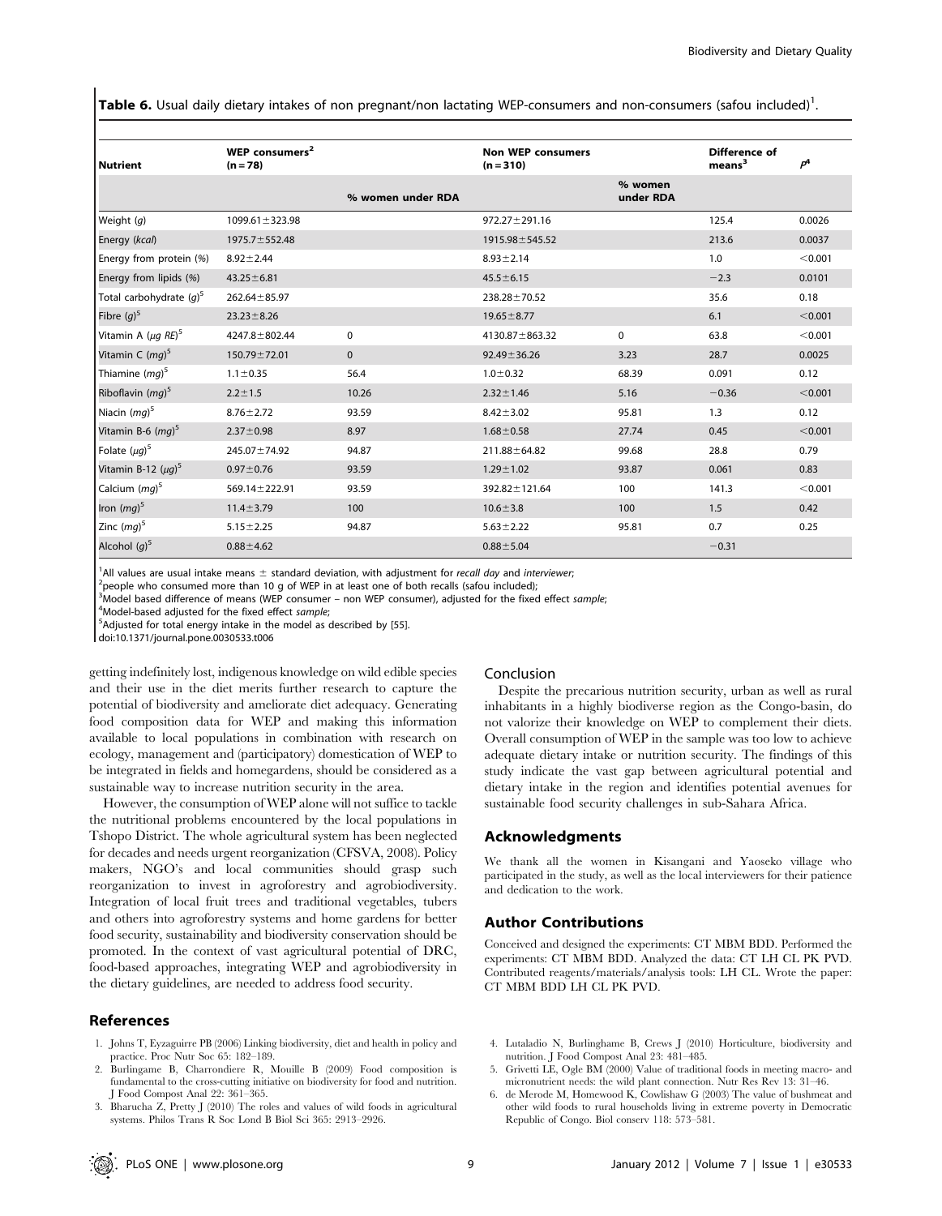**Table 6.** Usual daily dietary intakes of non pregnant/non lactating WEP-consumers and non-consumers (safou included)[1].

| Nutrient | WEP consumers[2] (n = 78) | | Non WEP consumers (n = 310) | | Difference of means[3] | $P^4$ |
|---|---|---|---|---|---|---|
| | | % women under RDA | | % women under RDA | | |
| Weight (*g*) | 1099.61±323.98 | | 972.27±291.16 | | 125.4 | 0.0026 |
| Energy (*kcal*) | 1975.7±552.48 | | 1915.98±545.52 | | 213.6 | 0.0037 |
| Energy from protein (%) | 8.92±2.44 | | 8.93±2.14 | | 1.0 | <0.001 |
| Energy from lipids (%) | 43.25±6.81 | | 45.5±6.15 | | −2.3 | 0.0101 |
| Total carbohydrate (*g*)[5] | 262.64±85.97 | | 238.28±70.52 | | 35.6 | 0.18 |
| Fibre (*g*)[5] | 23.23±8.26 | | 19.65±8.77 | | 6.1 | <0.001 |
| Vitamin A (*µg RE*)[5] | 4247.8±802.44 | 0 | 4130.87±863.32 | 0 | 63.8 | <0.001 |
| Vitamin C (*mg*)[5] | 150.79±72.01 | 0 | 92.49±36.26 | 3.23 | 28.7 | 0.0025 |
| Thiamine (*mg*)[5] | 1.1±0.35 | 56.4 | 1.0±0.32 | 68.39 | 0.091 | 0.12 |
| Riboflavin (*mg*)[5] | 2.2±1.5 | 10.26 | 2.32±1.46 | 5.16 | −0.36 | <0.001 |
| Niacin (*mg*)[5] | 8.76±2.72 | 93.59 | 8.42±3.02 | 95.81 | 1.3 | 0.12 |
| Vitamin B-6 (*mg*)[5] | 2.37±0.98 | 8.97 | 1.68±0.58 | 27.74 | 0.45 | <0.001 |
| Folate (*µg*)[5] | 245.07±74.92 | 94.87 | 211.88±64.82 | 99.68 | 28.8 | 0.79 |
| Vitamin B-12 (*µg*)[5] | 0.97±0.76 | 93.59 | 1.29±1.02 | 93.87 | 0.061 | 0.83 |
| Calcium (*mg*)[5] | 569.14±222.91 | 93.59 | 392.82±121.64 | 100 | 141.3 | <0.001 |
| Iron (*mg*)[5] | 11.4±3.79 | 100 | 10.6±3.8 | 100 | 1.5 | 0.42 |
| Zinc (*mg*)[5] | 5.15±2.25 | 94.87 | 5.63±2.22 | 95.81 | 0.7 | 0.25 |
| Alcohol (*g*)[5] | 0.88±4.62 | | 0.88±5.04 | | −0.31 | |

[1]All values are usual intake means ± standard deviation, with adjustment for *recall day* and *interviewer*;
[2]people who consumed more than 10 g of WEP in at least one of both recalls (safou included);
[3]Model based difference of means (WEP consumer – non WEP consumer), adjusted for the fixed effect *sample*;
[4]Model-based adjusted for the fixed effect *sample*;
[5]Adjusted for total energy intake in the model as described by [55].
doi:10.1371/journal.pone.0030533.t006

getting indefinitely lost, indigenous knowledge on wild edible species and their use in the diet merits further research to capture the potential of biodiversity and ameliorate diet adequacy. Generating food composition data for WEP and making this information available to local populations in combination with research on ecology, management and (participatory) domestication of WEP to be integrated in fields and homegardens, should be considered as a sustainable way to increase nutrition security in the area.

However, the consumption of WEP alone will not suffice to tackle the nutritional problems encountered by the local populations in Tshopo District. The whole agricultural system has been neglected for decades and needs urgent reorganization (CFSVA, 2008). Policy makers, NGO's and local communities should grasp such reorganization to invest in agroforestry and agrobiodiversity. Integration of local fruit trees and traditional vegetables, tubers and others into agroforestry systems and home gardens for better food security, sustainability and biodiversity conservation should be promoted. In the context of vast agricultural potential of DRC, food-based approaches, integrating WEP and agrobiodiversity in the dietary guidelines, are needed to address food security.

## Conclusion

Despite the precarious nutrition security, urban as well as rural inhabitants in a highly biodiverse region as the Congo-basin, do not valorize their knowledge on WEP to complement their diets. Overall consumption of WEP in the sample was too low to achieve adequate dietary intake or nutrition security. The findings of this study indicate the vast gap between agricultural potential and dietary intake in the region and identifies potential avenues for sustainable food security challenges in sub-Sahara Africa.

## Acknowledgments

We thank all the women in Kisangani and Yaoseko village who participated in the study, as well as the local interviewers for their patience and dedication to the work.

## Author Contributions

Conceived and designed the experiments: CT MBM BDD. Performed the experiments: CT MBM BDD. Analyzed the data: CT LH CL PK PVD. Contributed reagents/materials/analysis tools: LH CL. Wrote the paper: CT MBM BDD LH CL PK PVD.

## References

1. Johns T, Eyzaguirre PB (2006) Linking biodiversity, diet and health in policy and practice. Proc Nutr Soc 65: 182–189.
2. Burlingame B, Charrondiere R, Mouille B (2009) Food composition is fundamental to the cross-cutting initiative on biodiversity for food and nutrition. J Food Compost Anal 22: 361–365.
3. Bharucha Z, Pretty J (2010) The roles and values of wild foods in agricultural systems. Philos Trans R Soc Lond B Biol Sci 365: 2913–2926.
4. Lutaladio N, Burlinghame B, Crews J (2010) Horticulture, biodiversity and nutrition. J Food Compost Anal 23: 481–485.
5. Grivetti LE, Ogle BM (2000) Value of traditional foods in meeting macro- and micronutrient needs: the wild plant connection. Nutr Res Rev 13: 31–46.
6. de Merode M, Homewood K, Cowlishaw G (2003) The value of bushmeat and other wild foods to rural households living in extreme poverty in Democratic Republic of Congo. Biol conserv 118: 573–581.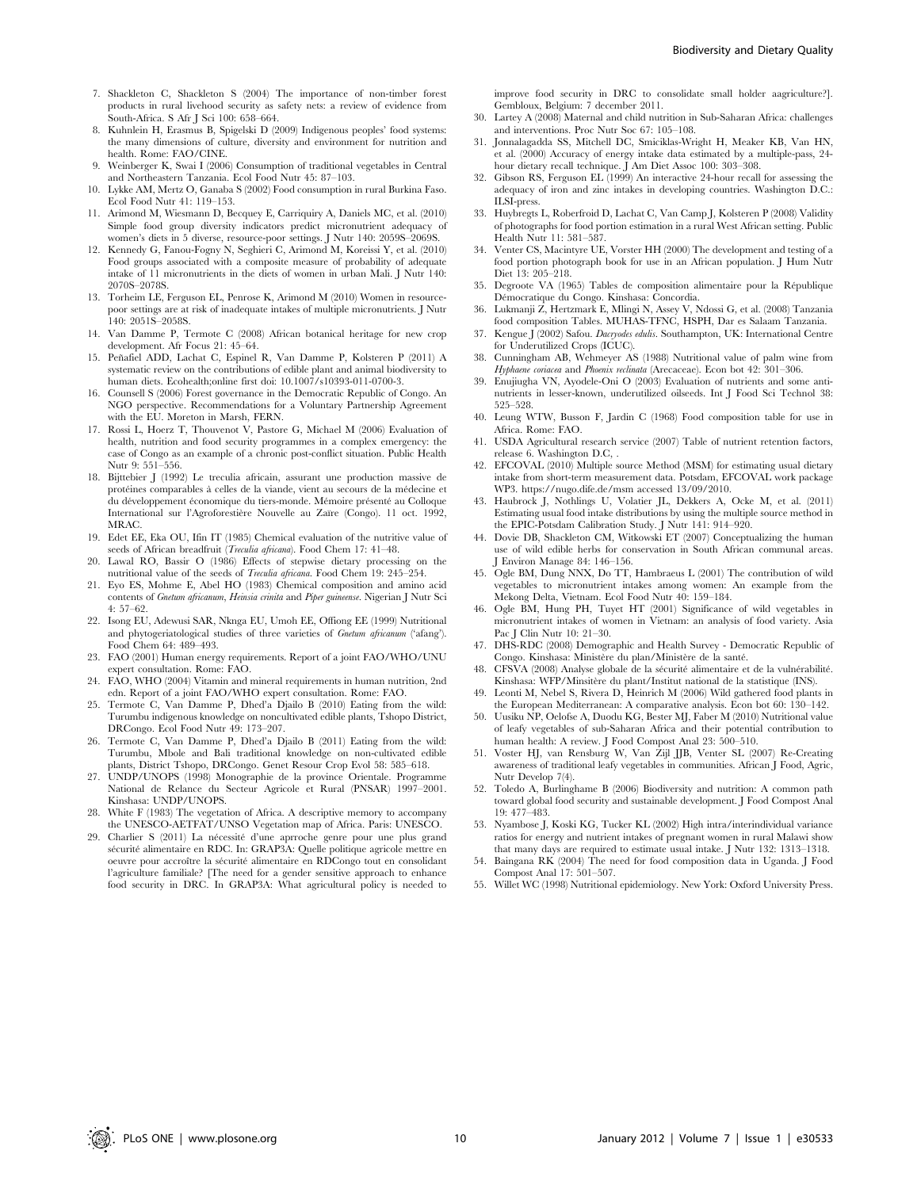7. Shackleton C, Shackleton S (2004) The importance of non-timber forest products in rural livehood security as safety nets: a review of evidence from South-Africa. S Afr J Sci 100: 658–664.
8. Kuhnlein H, Erasmus B, Spigelski D (2009) Indigenous peoples' food systems: the many dimensions of culture, diversity and environment for nutrition and health. Rome: FAO/CINE.
9. Weinberger K, Swai I (2006) Consumption of traditional vegetables in Central and Northeastern Tanzania. Ecol Food Nutr 45: 87–103.
10. Lykke AM, Mertz O, Ganaba S (2002) Food consumption in rural Burkina Faso. Ecol Food Nutr 41: 119–153.
11. Arimond M, Wiesmann D, Becquey E, Carriquiry A, Daniels MC, et al. (2010) Simple food group diversity indicators predict micronutrient adequacy of women's diets in 5 diverse, resource-poor settings. J Nutr 140: 2059S–2069S.
12. Kennedy G, Fanou-Fogny N, Seghieri C, Arimond M, Koreissi Y, et al. (2010) Food groups associated with a composite measure of probability of adequate intake of 11 micronutrients in the diets of women in urban Mali. J Nutr 140: 2070S–2078S.
13. Torheim LE, Ferguson EL, Penrose K, Arimond M (2010) Women in resource-poor settings are at risk of inadequate intakes of multiple micronutrients. J Nutr 140: 2051S–2058S.
14. Van Damme P, Termote C (2008) African botanical heritage for new crop development. Afr Focus 21: 45–64.
15. Peñafiel ADD, Lachat C, Espinel R, Van Damme P, Kolsteren P (2011) A systematic review on the contributions of edible plant and animal biodiversity to human diets. Ecohealth;online first doi: 10.1007/s10393-011-0700-3.
16. Counsell S (2006) Forest governance in the Democratic Republic of Congo. An NGO perspective. Recommendations for a Voluntary Partnership Agreement with the EU. Moreton in Marsh, FERN.
17. Rossi L, Hoerz T, Thouvenot V, Pastore G, Michael M (2006) Evaluation of health, nutrition and food security programmes in a complex emergency: the case of Congo as an example of a chronic post-conflict situation. Public Health Nutr 9: 551–556.
18. Bijttebier J (1992) Le treculia africain, assurant une production massive de protéines comparables à celles de la viande, vient au secours de la médecine et du développement économique du tiers-monde. Mémoire présenté au Colloque International sur l'Agroforestière Nouvelle au Zaïre (Congo). 11 oct. 1992, MRAC.
19. Edet EE, Eka OU, Ifin IT (1985) Chemical evaluation of the nutritive value of seeds of African breadfruit (*Treculia africana*). Food Chem 17: 41–48.
20. Lawal RO, Bassir O (1986) Effects of stepwise dietary processing on the nutritional value of the seeds of *Treculia africana*. Food Chem 19: 245–254.
21. Eyo ES, Mohme E, Abel HO (1983) Chemical composition and amino acid contents of *Gnetum africanum*, *Heinsia crinita* and *Piper guineense*. Nigerian J Nutr Sci 4: 57–62.
22. Isong EU, Adewusi SAR, Nknga EU, Umoh EE, Offiong EE (1999) Nutritional and phytogeriatological studies of three varieties of *Gnetum africanum* ('afang'). Food Chem 64: 489–493.
23. FAO (2001) Human energy requirements. Report of a joint FAO/WHO/UNU expert consultation. Rome: FAO.
24. FAO, WHO (2004) Vitamin and mineral requirements in human nutrition, 2nd edn. Report of a joint FAO/WHO expert consultation. Rome: FAO.
25. Termote C, Van Damme P, Dhed'a Djailo B (2010) Eating from the wild: Turumbu indigenous knowledge on noncultivated edible plants, Tshopo District, DRCongo. Ecol Food Nutr 49: 173–207.
26. Termote C, Van Damme P, Dhed'a Djailo B (2011) Eating from the wild: Turumbu, Mbole and Bali traditional knowledge on non-cultivated edible plants, District Tshopo, DRCongo. Genet Resour Crop Evol 58: 585–618.
27. UNDP/UNOPS (1998) Monographie de la province Orientale. Programme National de Relance du Secteur Agricole et Rural (PNSAR) 1997–2001. Kinshasa: UNDP/UNOPS.
28. White F (1983) The vegetation of Africa. A descriptive memory to accompany the UNESCO-AETFAT/UNSO Vegetation map of Africa. Paris: UNESCO.
29. Charlier S (2011) La nécessité d'une aprroche genre pour une plus grand sécurité alimentaire en RDC. In: GRAP3A: Quelle politique agricole mettre en oeuvre pour accroître la sécurité alimentaire en RDCongo tout en consolidant l'agriculture familiale? [The need for a gender sensitive approach to enhance food security in DRC. In GRAP3A: What agricultural policy is needed to improve food security in DRC to consolidate small holder aagriculture?]. Gembloux, Belgium: 7 december 2011.
30. Lartey A (2008) Maternal and child nutrition in Sub-Saharan Africa: challenges and interventions. Proc Nutr Soc 67: 105–108.
31. Jonnalagadda SS, Mitchell DC, Smiciklas-Wright H, Meaker KB, Van HN, et al. (2000) Accuracy of energy intake data estimated by a multiple-pass, 24-hour dietary recall technique. J Am Diet Assoc 100: 303–308.
32. Gibson RS, Ferguson EL (1999) An interactive 24-hour recall for assessing the adequacy of iron and zinc intakes in developing countries. Washington D.C.: ILSI-press.
33. Huybregts L, Roberfroid D, Lachat C, Van Camp J, Kolsteren P (2008) Validity of photographs for food portion estimation in a rural West African setting. Public Health Nutr 11: 581–587.
34. Venter CS, Macintyre UE, Vorster HH (2000) The development and testing of a food portion photograph book for use in an African population. J Hum Nutr Diet 13: 205–218.
35. Degroote VA (1965) Tables de composition alimentaire pour la République Démocratique du Congo. Kinshasa: Concordia.
36. Lukmanji Z, Hertzmark E, Mlingi N, Assey V, Ndossi G, et al. (2008) Tanzania food composition Tables. MUHAS-TFNC, HSPH, Dar es Salaam Tanzania.
37. Kengue J (2002) Safou. *Dacryodes edulis*. Southampton, UK: International Centre for Underutilized Crops (ICUC).
38. Cunningham AB, Wehmeyer AS (1988) Nutritional value of palm wine from *Hyphaene coriacea* and *Phoenix reclinata* (Arecaceae). Econ bot 42: 301–306.
39. Enujiugha VN, Ayodele-Oni O (2003) Evaluation of nutrients and some anti-nutrients in lesser-known, underutilized oilseeds. Int J Food Sci Technol 38: 525–528.
40. Leung WTW, Busson F, Jardin C (1968) Food composition table for use in Africa. Rome: FAO.
41. USDA Agricultural research service (2007) Table of nutrient retention factors, release 6. Washington D.C, .
42. EFCOVAL (2010) Multiple source Method (MSM) for estimating usual dietary intake from short-term measurement data. Potsdam, EFCOVAL work package WP3. https://nugo.dife.de/msm accessed 13/09/2010.
43. Haubrock J, Nothlings U, Volatier JL, Dekkers A, Ocke M, et al. (2011) Estimating usual food intake distributions by using the multiple source method in the EPIC-Potsdam Calibration Study. J Nutr 141: 914–920.
44. Dovie DB, Shackleton CM, Witkowski ET (2007) Conceptualizing the human use of wild edible herbs for conservation in South African communal areas. J Environ Manage 84: 146–156.
45. Ogle BM, Dung NNX, Do TT, Hambraeus L (2001) The contribution of wild vegetables to micronutrient intakes among women: An example from the Mekong Delta, Vietnam. Ecol Food Nutr 40: 159–184.
46. Ogle BM, Hung PH, Tuyet HT (2001) Significance of wild vegetables in micronutrient intakes of women in Vietnam: an analysis of food variety. Asia Pac J Clin Nutr 10: 21–30.
47. DHS-RDC (2008) Demographic and Health Survey - Democratic Republic of Congo. Kinshasa: Ministère du plan/Ministère de la santé.
48. CFSVA (2008) Analyse globale de la sécurité alimentaire et de la vulnérabilité. Kinshasa: WFP/Minsitère du plant/Institut national de la statistique (INS).
49. Leonti M, Nebel S, Rivera D, Heinrich M (2006) Wild gathered food plants in the European Mediterranean: A comparative analysis. Econ bot 60: 130–142.
50. Uusiku NP, Oelofse A, Duodu KG, Bester MJ, Faber M (2010) Nutritional value of leafy vegetables of sub-Saharan Africa and their potential contribution to human health: A review. J Food Compost Anal 23: 500–510.
51. Voster HJ, van Rensburg W, Van Zijl JJB, Venter SL (2007) Re-Creating awareness of traditional leafy vegetables in communities. African J Food, Agric, Nutr Develop 7(4).
52. Toledo A, Burlinghame B (2006) Biodiversity and nutrition: A common path toward global food security and sustainable development. J Food Compost Anal 19: 477–483.
53. Nyambose J, Koski KG, Tucker KL (2002) High intra/interindividual variance ratios for energy and nutrient intakes of pregnant women in rural Malawi show that many days are required to estimate usual intake. J Nutr 132: 1313–1318.
54. Baingana RK (2004) The need for food composition data in Uganda. J Food Compost Anal 17: 501–507.
55. Willet WC (1998) Nutritional epidemiology. New York: Oxford University Press.